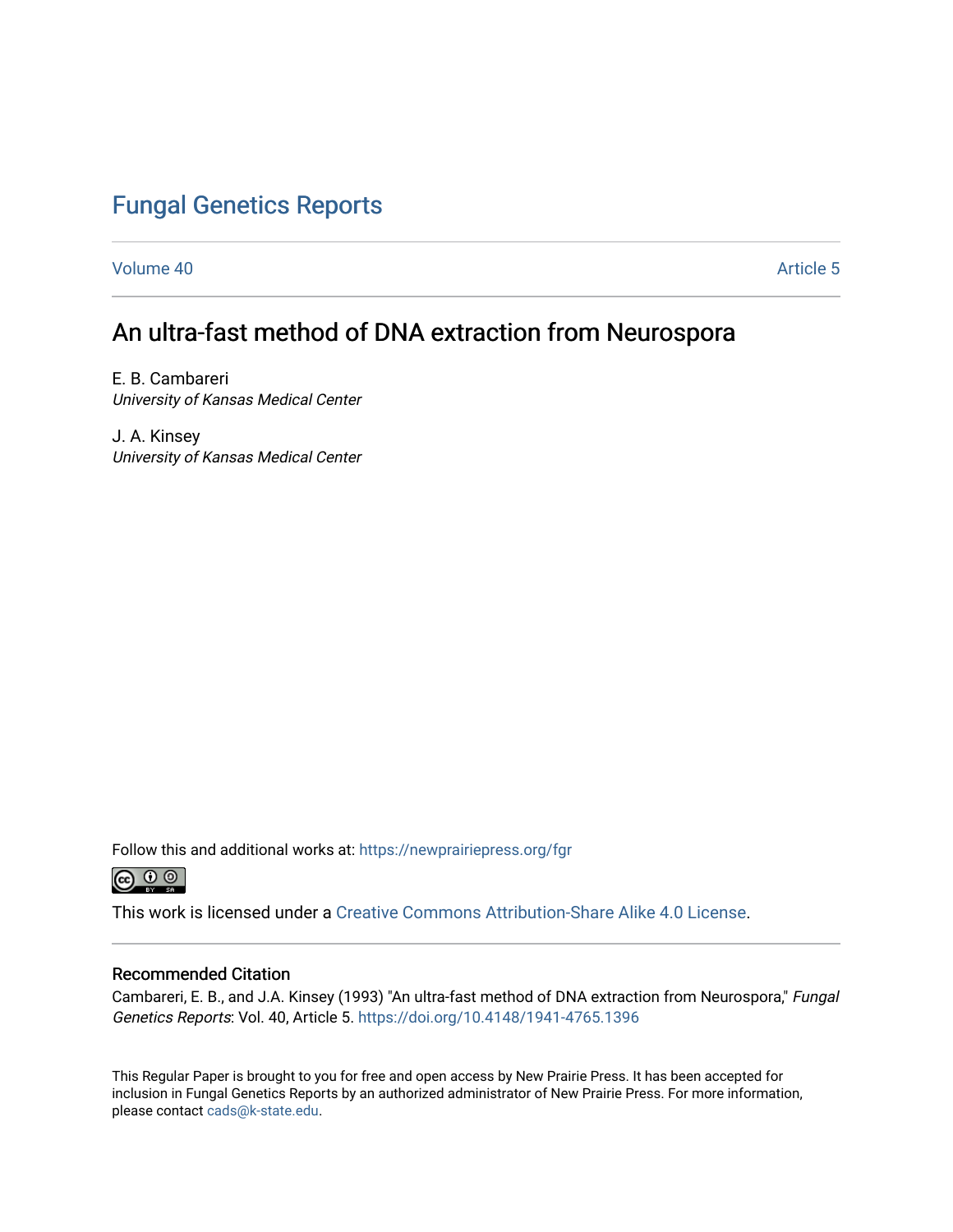# Fungal Genetics Reports

Volume 40 | Article 5

## An ultra-fast method of DNA extraction from Neurospora

E. B. Cambareri
*University of Kansas Medical Center*

J. A. Kinsey
*University of Kansas Medical Center*

Follow this and additional works at: https://newprairiepress.org/fgr

This work is licensed under a Creative Commons Attribution-Share Alike 4.0 License.

### Recommended Citation

Cambareri, E. B., and J.A. Kinsey (1993) "An ultra-fast method of DNA extraction from Neurospora," *Fungal Genetics Reports*: Vol. 40, Article 5. https://doi.org/10.4148/1941-4765.1396

This Regular Paper is brought to you for free and open access by New Prairie Press. It has been accepted for inclusion in Fungal Genetics Reports by an authorized administrator of New Prairie Press. For more information, please contact cads@k-state.edu.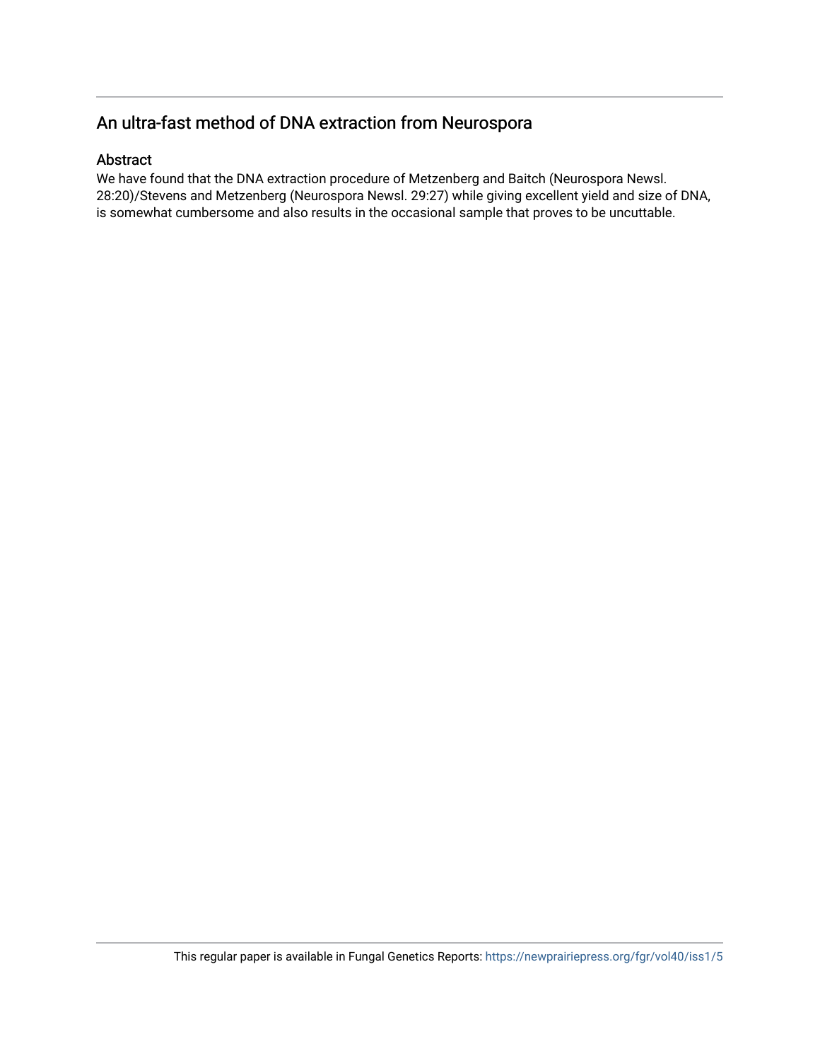## An ultra-fast method of DNA extraction from Neurospora

### Abstract

We have found that the DNA extraction procedure of Metzenberg and Baitch (Neurospora Newsl. 28:20)/Stevens and Metzenberg (Neurospora Newsl. 29:27) while giving excellent yield and size of DNA, is somewhat cumbersome and also results in the occasional sample that proves to be uncuttable.

This regular paper is available in Fungal Genetics Reports: https://newprairiepress.org/fgr/vol40/iss1/5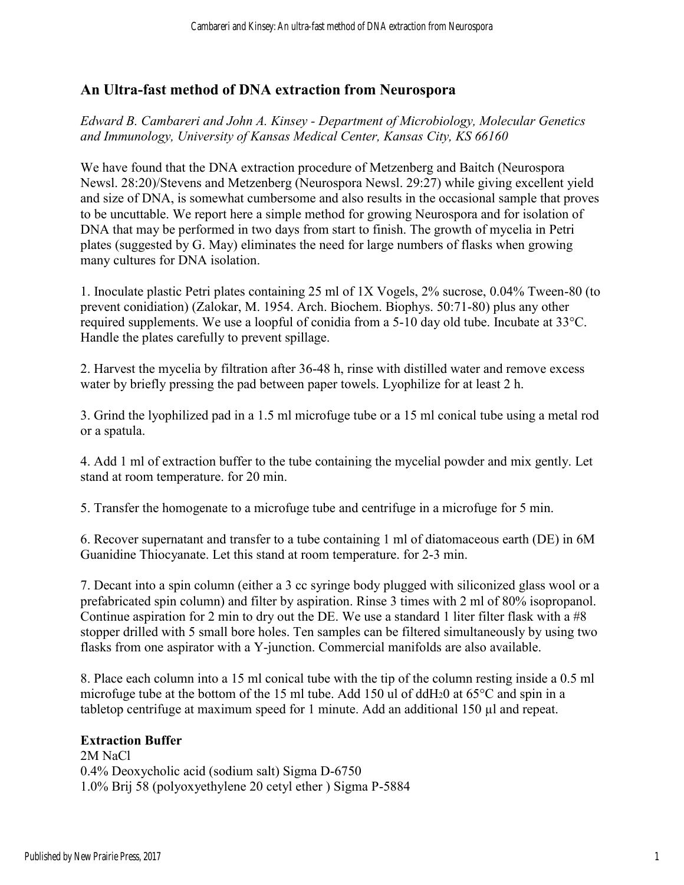## An Ultra-fast method of DNA extraction from Neurospora

*Edward B. Cambareri and John A. Kinsey - Department of Microbiology, Molecular Genetics and Immunology, University of Kansas Medical Center, Kansas City, KS 66160*

We have found that the DNA extraction procedure of Metzenberg and Baitch (Neurospora Newsl. 28:20)/Stevens and Metzenberg (Neurospora Newsl. 29:27) while giving excellent yield and size of DNA, is somewhat cumbersome and also results in the occasional sample that proves to be uncuttable. We report here a simple method for growing Neurospora and for isolation of DNA that may be performed in two days from start to finish. The growth of mycelia in Petri plates (suggested by G. May) eliminates the need for large numbers of flasks when growing many cultures for DNA isolation.

1. Inoculate plastic Petri plates containing 25 ml of 1X Vogels, 2% sucrose, 0.04% Tween-80 (to prevent conidiation) (Zalokar, M. 1954. Arch. Biochem. Biophys. 50:71-80) plus any other required supplements. We use a loopful of conidia from a 5-10 day old tube. Incubate at 33°C. Handle the plates carefully to prevent spillage.

2. Harvest the mycelia by filtration after 36-48 h, rinse with distilled water and remove excess water by briefly pressing the pad between paper towels. Lyophilize for at least 2 h.

3. Grind the lyophilized pad in a 1.5 ml microfuge tube or a 15 ml conical tube using a metal rod or a spatula.

4. Add 1 ml of extraction buffer to the tube containing the mycelial powder and mix gently. Let stand at room temperature. for 20 min.

5. Transfer the homogenate to a microfuge tube and centrifuge in a microfuge for 5 min.

6. Recover supernatant and transfer to a tube containing 1 ml of diatomaceous earth (DE) in 6M Guanidine Thiocyanate. Let this stand at room temperature. for 2-3 min.

7. Decant into a spin column (either a 3 cc syringe body plugged with siliconized glass wool or a prefabricated spin column) and filter by aspiration. Rinse 3 times with 2 ml of 80% isopropanol. Continue aspiration for 2 min to dry out the DE. We use a standard 1 liter filter flask with a #8 stopper drilled with 5 small bore holes. Ten samples can be filtered simultaneously by using two flasks from one aspirator with a Y-junction. Commercial manifolds are also available.

8. Place each column into a 15 ml conical tube with the tip of the column resting inside a 0.5 ml microfuge tube at the bottom of the 15 ml tube. Add 150 ul of $ddH_20$ at 65°C and spin in a tabletop centrifuge at maximum speed for 1 minute. Add an additional 150 µl and repeat.

**Extraction Buffer**
2M NaCl
0.4% Deoxycholic acid (sodium salt) Sigma D-6750
1.0% Brij 58 (polyoxyethylene 20 cetyl ether ) Sigma P-5884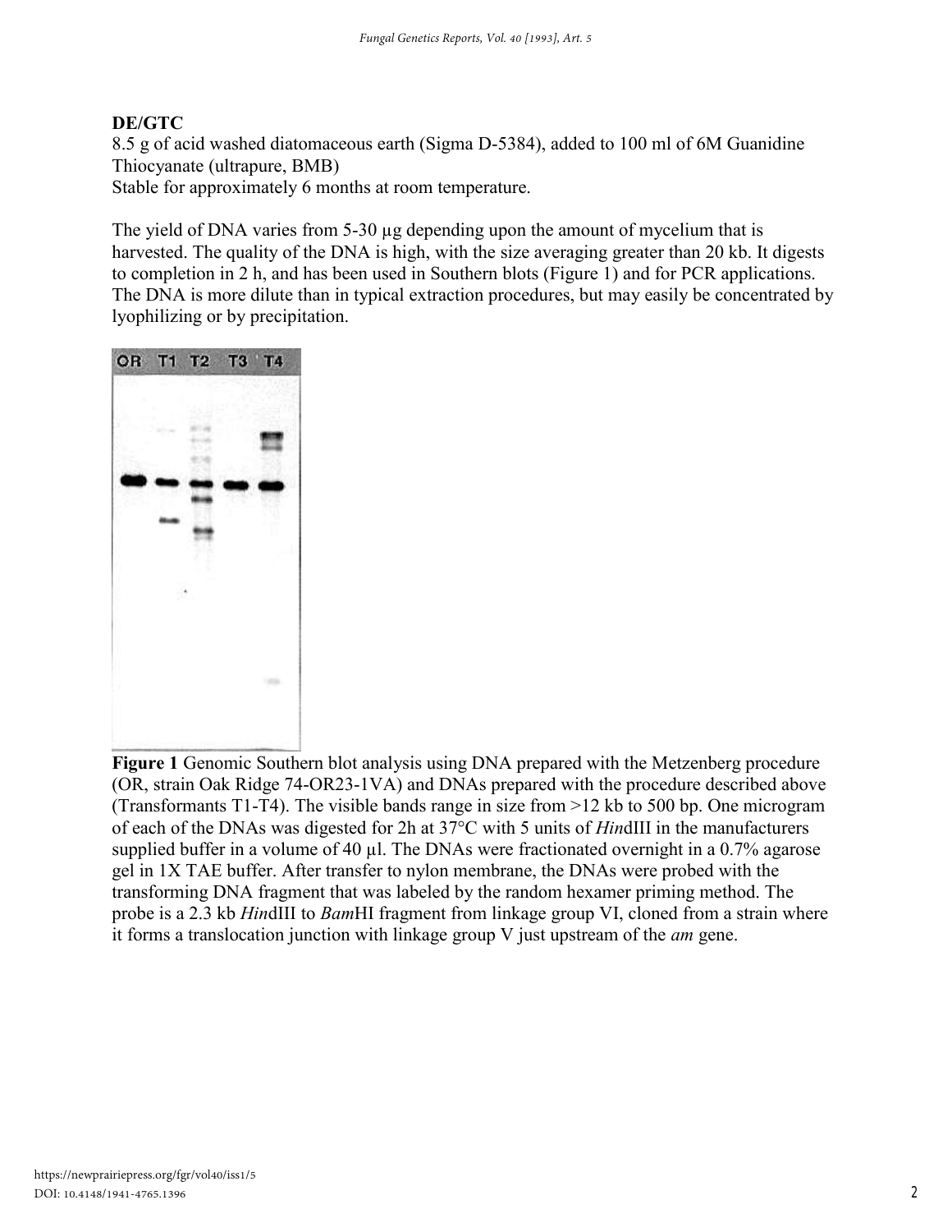**DE/GTC**

8.5 g of acid washed diatomaceous earth (Sigma D-5384), added to 100 ml of 6M Guanidine Thiocyanate (ultrapure, BMB)

Stable for approximately 6 months at room temperature.

The yield of DNA varies from 5-30 µg depending upon the amount of mycelium that is harvested. The quality of the DNA is high, with the size averaging greater than 20 kb. It digests to completion in 2 h, and has been used in Southern blots (Figure 1) and for PCR applications. The DNA is more dilute than in typical extraction procedures, but may easily be concentrated by lyophilizing or by precipitation.

OR T1 T2 T3 T4

**Figure 1** Genomic Southern blot analysis using DNA prepared with the Metzenberg procedure (OR, strain Oak Ridge 74-OR23-1VA) and DNAs prepared with the procedure described above (Transformants T1-T4). The visible bands range in size from >12 kb to 500 bp. One microgram of each of the DNAs was digested for 2h at 37°C with 5 units of *Hin*dIII in the manufacturers supplied buffer in a volume of 40 µl. The DNAs were fractionated overnight in a 0.7% agarose gel in 1X TAE buffer. After transfer to nylon membrane, the DNAs were probed with the transforming DNA fragment that was labeled by the random hexamer priming method. The probe is a 2.3 kb *Hin*dIII to *Bam*HI fragment from linkage group VI, cloned from a strain where it forms a translocation junction with linkage group V just upstream of the *am* gene.